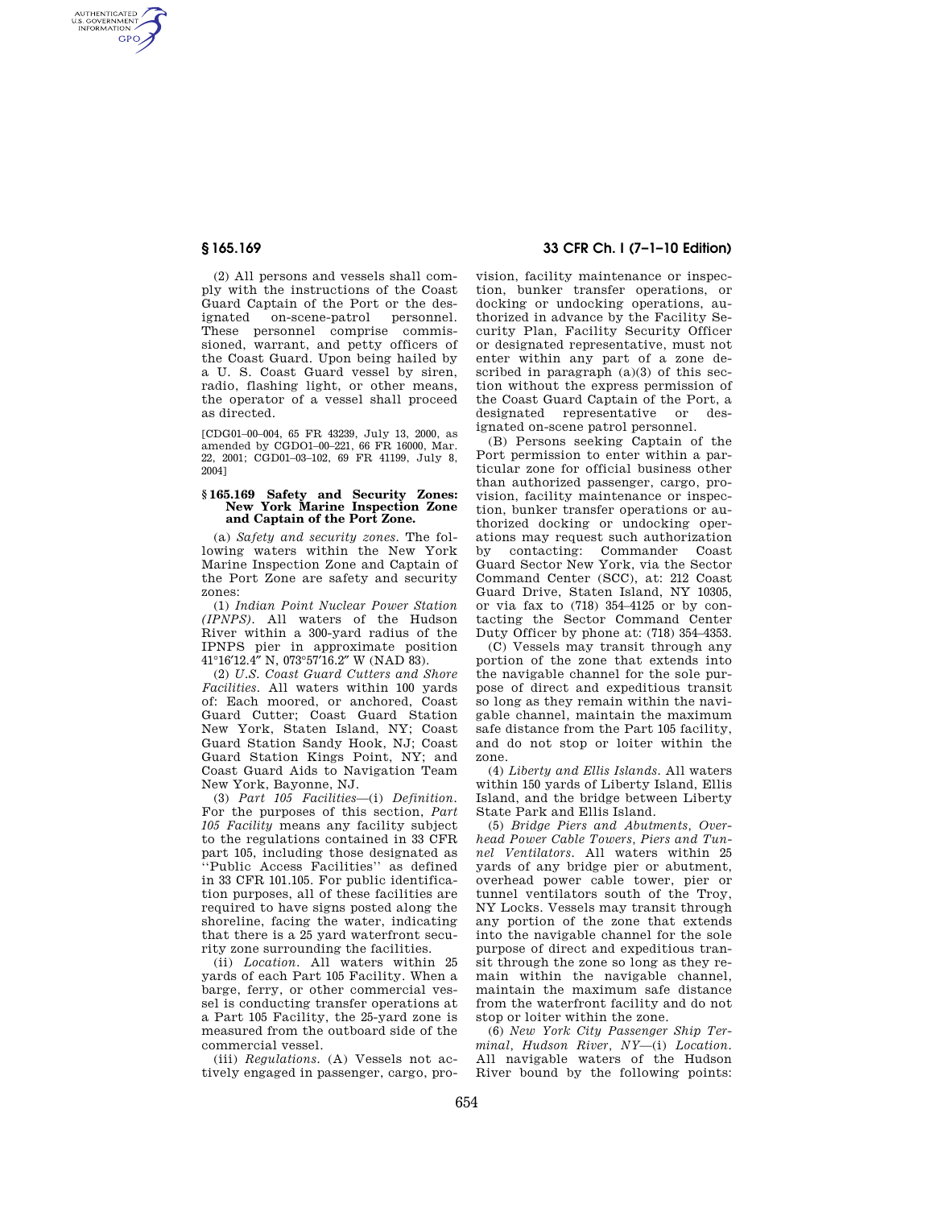(2) All persons and vessels shall comply with the instructions of the Coast Guard Captain of the Port or the designated on-scene-patrol personnel. These personnel comprise commissioned, warrant, and petty officers of the Coast Guard. Upon being hailed by a U. S. Coast Guard vessel by siren, radio, flashing light, or other means, the operator of a vessel shall proceed as directed.

[CDG01–00–004, 65 FR 43239, July 13, 2000, as amended by CGDO1–00–221, 66 FR 16000, Mar. 22, 2001; CGD01–03–102, 69 FR 41199, July 8, 2004]

### § 165.169 Safety and Security Zones: New York Marine Inspection Zone and Captain of the Port Zone.

(a) *Safety and security zones.* The following waters within the New York Marine Inspection Zone and Captain of the Port Zone are safety and security zones:

(1) *Indian Point Nuclear Power Station (IPNPS).* All waters of the Hudson River within a 300-yard radius of the IPNPS pier in approximate position 41°16′12.4″ N, 073°57′16.2″ W (NAD 83).

(2) *U.S. Coast Guard Cutters and Shore Facilities.* All waters within 100 yards of: Each moored, or anchored, Coast Guard Cutter; Coast Guard Station New York, Staten Island, NY; Coast Guard Station Sandy Hook, NJ; Coast Guard Station Kings Point, NY; and Coast Guard Aids to Navigation Team New York, Bayonne, NJ.

(3) *Part 105 Facilities*—(i) *Definition.* For the purposes of this section, *Part 105 Facility* means any facility subject to the regulations contained in 33 CFR part 105, including those designated as ''Public Access Facilities'' as defined in 33 CFR 101.105. For public identification purposes, all of these facilities are required to have signs posted along the shoreline, facing the water, indicating that there is a 25 yard waterfront security zone surrounding the facilities.

(ii) *Location.* All waters within 25 yards of each Part 105 Facility. When a barge, ferry, or other commercial vessel is conducting transfer operations at a Part 105 Facility, the 25-yard zone is measured from the outboard side of the commercial vessel.

(iii) *Regulations.* (A) Vessels not actively engaged in passenger, cargo, provision, facility maintenance or inspection, bunker transfer operations, or docking or undocking operations, authorized in advance by the Facility Security Plan, Facility Security Officer or designated representative, must not enter within any part of a zone described in paragraph (a)(3) of this section without the express permission of the Coast Guard Captain of the Port, a designated representative or designated on-scene patrol personnel.

(B) Persons seeking Captain of the Port permission to enter within a particular zone for official business other than authorized passenger, cargo, provision, facility maintenance or inspection, bunker transfer operations or authorized docking or undocking operations may request such authorization by contacting: Commander Coast Guard Sector New York, via the Sector Command Center (SCC), at: 212 Coast Guard Drive, Staten Island, NY 10305, or via fax to (718) 354–4125 or by contacting the Sector Command Center Duty Officer by phone at: (718) 354–4353.

(C) Vessels may transit through any portion of the zone that extends into the navigable channel for the sole purpose of direct and expeditious transit so long as they remain within the navigable channel, maintain the maximum safe distance from the Part 105 facility, and do not stop or loiter within the zone.

(4) *Liberty and Ellis Islands.* All waters within 150 yards of Liberty Island, Ellis Island, and the bridge between Liberty State Park and Ellis Island.

(5) *Bridge Piers and Abutments, Overhead Power Cable Towers, Piers and Tunnel Ventilators.* All waters within 25 yards of any bridge pier or abutment, overhead power cable tower, pier or tunnel ventilators south of the Troy, NY Locks. Vessels may transit through any portion of the zone that extends into the navigable channel for the sole purpose of direct and expeditious transit through the zone so long as they remain within the navigable channel, maintain the maximum safe distance from the waterfront facility and do not stop or loiter within the zone.

(6) *New York City Passenger Ship Terminal, Hudson River, NY*—(i) *Location.* All navigable waters of the Hudson River bound by the following points: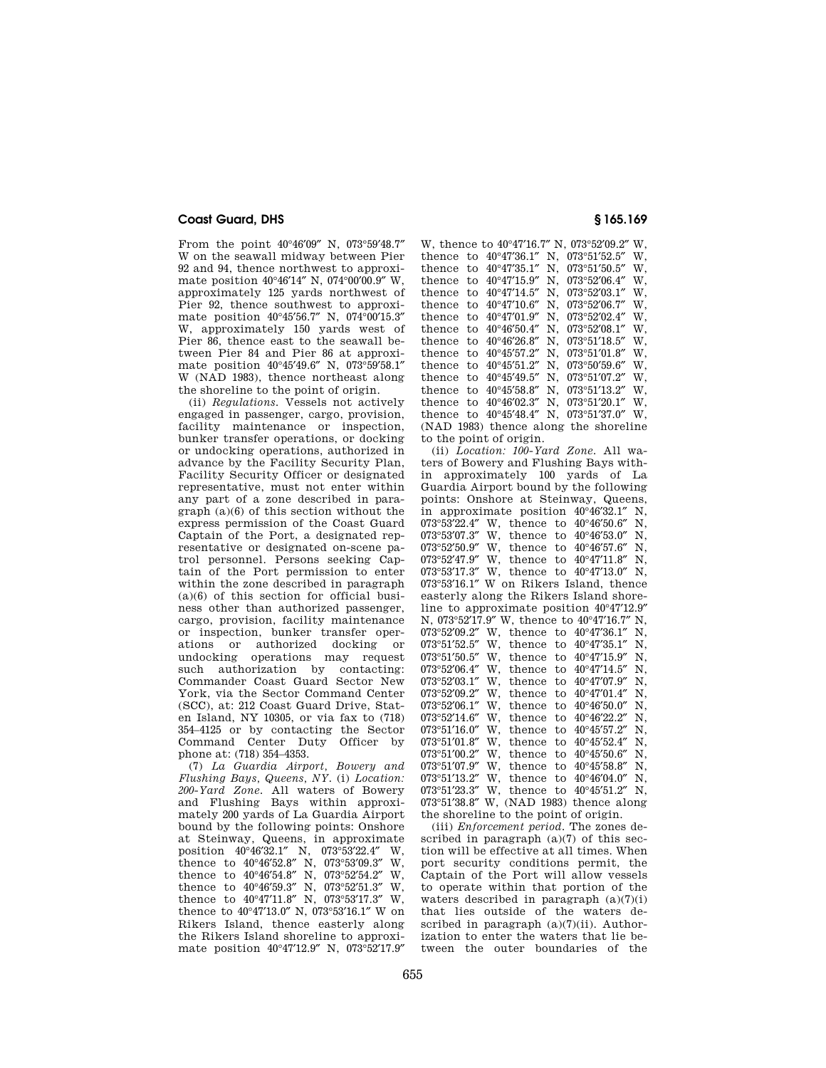From the point 40°46′09″ N, 073°59′48.7″ W on the seawall midway between Pier 92 and 94, thence northwest to approximate position 40°46′14″ N, 074°00′00.9″ W, approximately 125 yards northwest of Pier 92, thence southwest to approximate position 40°45′56.7″ N, 074°00′15.3″ W, approximately 150 yards west of Pier 86, thence east to the seawall between Pier 84 and Pier 86 at approximate position 40°45′49.6″ N, 073°59′58.1″ W (NAD 1983), thence northeast along the shoreline to the point of origin.

(ii) *Regulations.* Vessels not actively engaged in passenger, cargo, provision, facility maintenance or inspection, bunker transfer operations, or docking or undocking operations, authorized in advance by the Facility Security Plan, Facility Security Officer or designated representative, must not enter within any part of a zone described in paragraph (a)(6) of this section without the express permission of the Coast Guard Captain of the Port, a designated representative or designated on-scene patrol personnel. Persons seeking Captain of the Port permission to enter within the zone described in paragraph (a)(6) of this section for official business other than authorized passenger, cargo, provision, facility maintenance or inspection, bunker transfer operations or authorized docking or undocking operations may request such authorization by contacting: Commander Coast Guard Sector New York, via the Sector Command Center (SCC), at: 212 Coast Guard Drive, Staten Island, NY 10305, or via fax to (718) 354–4125 or by contacting the Sector Command Center Duty Officer by phone at: (718) 354–4353.

(7) *La Guardia Airport, Bowery and Flushing Bays, Queens, NY.* (i) *Location: 200-Yard Zone.* All waters of Bowery and Flushing Bays within approximately 200 yards of La Guardia Airport bound by the following points: Onshore at Steinway, Queens, in approximate position 40°46′32.1″ N, 073°53′22.4″ W, thence to 40°46′52.8″ N, 073°53′09.3″ W, thence to 40°46′54.8″ N, 073°52′54.2″ W, thence to 40°46′59.3″ N, 073°52′51.3″ W, thence to 40°47′11.8″ N, 073°53′17.3″ W, thence to 40°47′13.0″ N, 073°53′16.1″ W on Rikers Island, thence easterly along the Rikers Island shoreline to approximate position 40°47′12.9″ N, 073°52′17.9″ W, thence to 40°47′16.7″ N, 073°52′09.2″ W, thence to 40°47′36.1″ N, 073°51′52.5″ W, thence to 40°47′35.1″ N, 073°51′50.5″ W, thence to 40°47′15.9″ N, 073°52′06.4″ W, thence to 40°47′14.5″ N, 073°52′03.1″ W, thence to 40°47′10.6″ N, 073°52′06.7″ W, thence to 40°47′01.9″ N, 073°52′02.4″ W, thence to 40°46′50.4″ N, 073°52′08.1″ W, thence to 40°46′26.8″ N, 073°51′18.5″ W, thence to 40°45′57.2″ N, 073°51′01.8″ W, thence to 40°45′51.2″ N, 073°50′59.6″ W, thence to 40°45′49.5″ N, 073°51′07.2″ W, thence to 40°45′58.8″ N, 073°51′13.2″ W, thence to 40°46′02.3″ N, 073°51′20.1″ W, thence to 40°45′48.4″ N, 073°51′37.0″ W, (NAD 1983) thence along the shoreline to the point of origin.

(ii) *Location: 100-Yard Zone.* All waters of Bowery and Flushing Bays within approximately 100 yards of La Guardia Airport bound by the following points: Onshore at Steinway, Queens, in approximate position 40°46′32.1″ N, 073°53′22.4″ W, thence to 40°46′50.6″ N, 073°53′07.3″ W, thence to 40°46′53.0″ N, 073°52′50.9″ W, thence to 40°46′57.6″ N, 073°52′47.9″ W, thence to 40°47′11.8″ N, 073°53′17.3″ W, thence to 40°47′13.0″ N, 073°53′16.1″ W on Rikers Island, thence easterly along the Rikers Island shoreline to approximate position 40°47′12.9″ N, 073°52′17.9″ W, thence to 40°47′16.7″ N, 073°52′09.2″ W, thence to 40°47′36.1″ N, 073°51′52.5″ W, thence to 40°47′35.1″ N, 073°51′50.5″ W, thence to 40°47′15.9″ N, 073°52′06.4″ W, thence to 40°47′14.5″ N, 073°52′03.1″ W, thence to 40°47′07.9″ N, 073°52′09.2″ W, thence to 40°47′01.4″ N, 073°52′06.1″ W, thence to 40°46′50.0″ N, 073°52′14.6″ W, thence to 40°46′22.2″ N, 073°51′16.0″ W, thence to 40°45′57.2″ N, 073°51′01.8″ W, thence to 40°45′52.4″ N, 073°51′00.2″ W, thence to 40°45′50.6″ N, 073°51′07.9″ W, thence to 40°45′58.8″ N, 073°51′13.2″ W, thence to 40°46′04.0″ N, 073°51′23.3″ W, thence to 40°45′51.2″ N, 073°51′38.8″ W, (NAD 1983) thence along the shoreline to the point of origin.

(iii) *Enforcement period.* The zones described in paragraph (a)(7) of this section will be effective at all times. When port security conditions permit, the Captain of the Port will allow vessels to operate within that portion of the waters described in paragraph (a)(7)(i) that lies outside of the waters described in paragraph (a)(7)(ii). Authorization to enter the waters that lie between the outer boundaries of the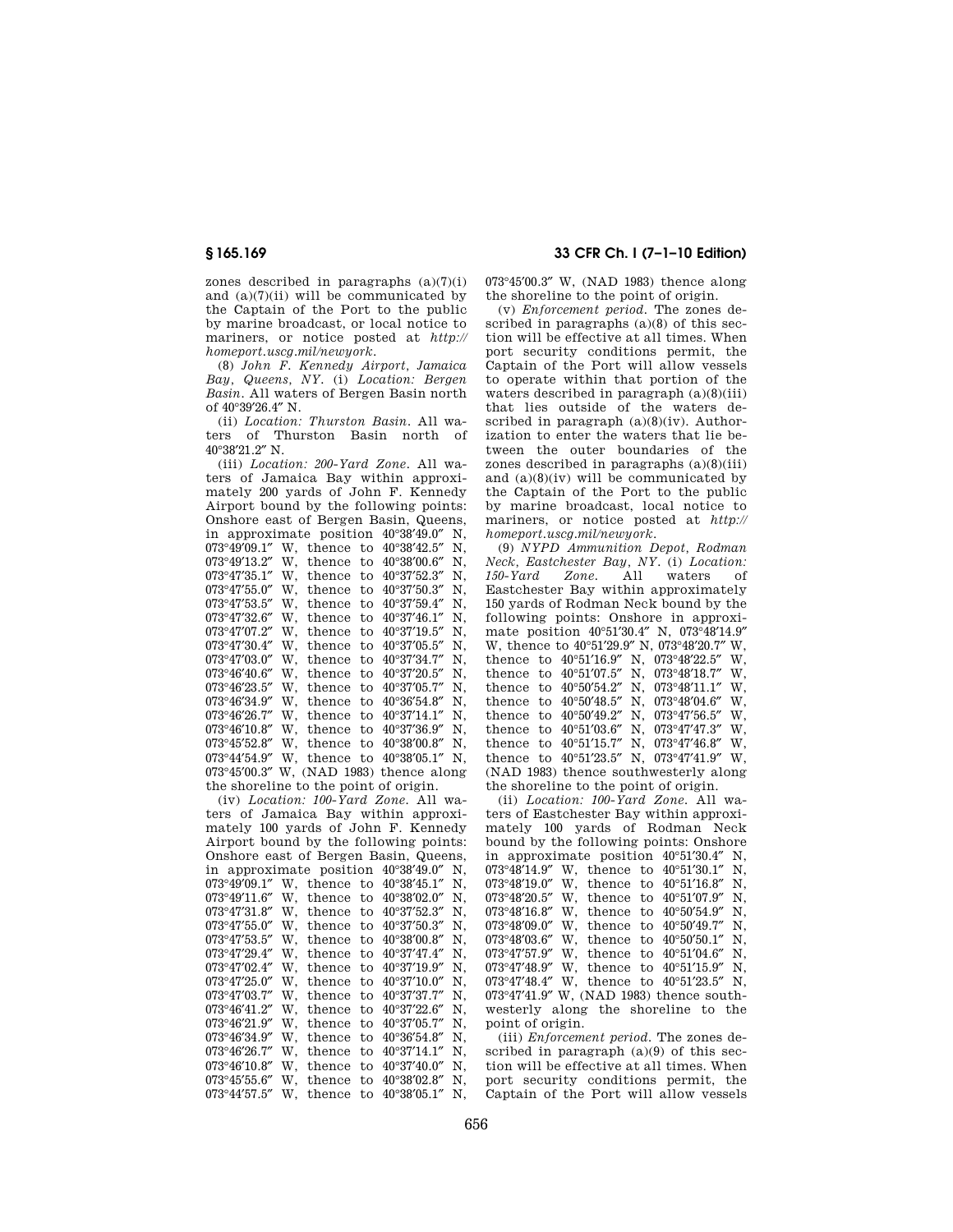zones described in paragraphs (a)(7)(i) and (a)(7)(ii) will be communicated by the Captain of the Port to the public by marine broadcast, or local notice to mariners, or notice posted at *http://homeport.uscg.mil/newyork*.

(8) *John F. Kennedy Airport, Jamaica Bay, Queens, NY*. (i) *Location: Bergen Basin*. All waters of Bergen Basin north of 40°39′26.4″ N.

(ii) *Location: Thurston Basin*. All waters of Thurston Basin north of 40°38′21.2″ N.

(iii) *Location: 200-Yard Zone*. All waters of Jamaica Bay within approximately 200 yards of John F. Kennedy Airport bound by the following points: Onshore east of Bergen Basin, Queens, in approximate position 40°38′49.0″ N, 073°49′09.1″ W, thence to 40°38′42.5″ N, 073°49′13.2″ W, thence to 40°38′00.6″ N, 073°47′35.1″ W, thence to 40°37′52.3″ N, 073°47′55.0″ W, thence to 40°37′50.3″ N, 073°47′53.5″ W, thence to 40°37′59.4″ N, 073°47′32.6″ W, thence to 40°37′46.1″ N, 073°47′07.2″ W, thence to 40°37′19.5″ N, 073°47′30.4″ W, thence to 40°37′05.5″ N, 073°47′03.0″ W, thence to 40°37′34.7″ N, 073°46′40.6″ W, thence to 40°37′20.5″ N, 073°46′23.5″ W, thence to 40°37′05.7″ N, 073°46′34.9″ W, thence to 40°36′54.8″ N, 073°46′26.7″ W, thence to 40°37′14.1″ N, 073°46′10.8″ W, thence to 40°37′36.9″ N, 073°45′52.8″ W, thence to 40°38′00.8″ N, 073°44′54.9″ W, thence to 40°38′05.1″ N, 073°45′00.3″ W, (NAD 1983) thence along the shoreline to the point of origin.

(iv) *Location: 100-Yard Zone*. All waters of Jamaica Bay within approximately 100 yards of John F. Kennedy Airport bound by the following points: Onshore east of Bergen Basin, Queens, in approximate position 40°38′49.0″ N, 073°49′09.1″ W, thence to 40°38′45.1″ N, 073°49′11.6″ W, thence to 40°38′02.0″ N, 073°47′31.8″ W, thence to 40°37′52.3″ N, 073°47′55.0″ W, thence to 40°37′50.3″ N, 073°47′53.5″ W, thence to 40°38′00.8″ N, 073°47′29.4″ W, thence to 40°37′47.4″ N, 073°47′02.4″ W, thence to 40°37′19.9″ N, 073°47′25.0″ W, thence to 40°37′10.0″ N, 073°47′03.7″ W, thence to 40°37′37.7″ N, 073°46′41.2″ W, thence to 40°37′22.6″ N, 073°46′21.9″ W, thence to 40°37′05.7″ N, 073°46′34.9″ W, thence to 40°36′54.8″ N, 073°46′26.7″ W, thence to 40°37′14.1″ N, 073°46′10.8″ W, thence to 40°37′40.0″ N, 073°45′55.6″ W, thence to 40°38′02.8″ N, 073°44′57.5″ W, thence to 40°38′05.1″ N, 073°45′00.3″ W, (NAD 1983) thence along the shoreline to the point of origin.

(v) *Enforcement period*. The zones described in paragraphs (a)(8) of this section will be effective at all times. When port security conditions permit, the Captain of the Port will allow vessels to operate within that portion of the waters described in paragraph (a)(8)(iii) that lies outside of the waters described in paragraph (a)(8)(iv). Authorization to enter the waters that lie between the outer boundaries of the zones described in paragraphs (a)(8)(iii) and (a)(8)(iv) will be communicated by the Captain of the Port to the public by marine broadcast, local notice to mariners, or notice posted at *http://homeport.uscg.mil/newyork*.

(9) *NYPD Ammunition Depot, Rodman Neck, Eastchester Bay, NY*. (i) *Location: 150-Yard Zone*. All waters of Eastchester Bay within approximately 150 yards of Rodman Neck bound by the following points: Onshore in approximate position 40°51′30.4″ N, 073°48′14.9″ W, thence to 40°51′29.9″ N, 073°48′20.7″ W, thence to 40°51′16.9″ N, 073°48′22.5″ W, thence to 40°51′07.5″ N, 073°48′18.7″ W, thence to 40°50′54.2″ N, 073°48′11.1″ W, thence to 40°50′48.5″ N, 073°48′04.6″ W, thence to 40°50′49.2″ N, 073°47′56.5″ W, thence to 40°51′03.6″ N, 073°47′47.3″ W, thence to 40°51′15.7″ N, 073°47′46.8″ W, thence to 40°51′23.5″ N, 073°47′41.9″ W, (NAD 1983) thence southwesterly along the shoreline to the point of origin.

(ii) *Location: 100-Yard Zone*. All waters of Eastchester Bay within approximately 100 yards of Rodman Neck bound by the following points: Onshore in approximate position 40°51′30.4″ N, 073°48′14.9″ W, thence to 40°51′30.1″ N, 073°48′19.0″ W, thence to 40°51′16.8″ N, 073°48′20.5″ W, thence to 40°51′07.9″ N, 073°48′16.8″ W, thence to 40°50′54.9″ N, 073°48′09.0″ W, thence to 40°50′49.7″ N, 073°48′03.6″ W, thence to 40°50′50.1″ N, 073°47′57.9″ W, thence to 40°51′04.6″ N, 073°47′48.9″ W, thence to 40°51′15.9″ N, 073°47′48.4″ W, thence to 40°51′23.5″ N, 073°47′41.9″ W, (NAD 1983) thence southwesterly along the shoreline to the point of origin.

(iii) *Enforcement period*. The zones described in paragraph (a)(9) of this section will be effective at all times. When port security conditions permit, the Captain of the Port will allow vessels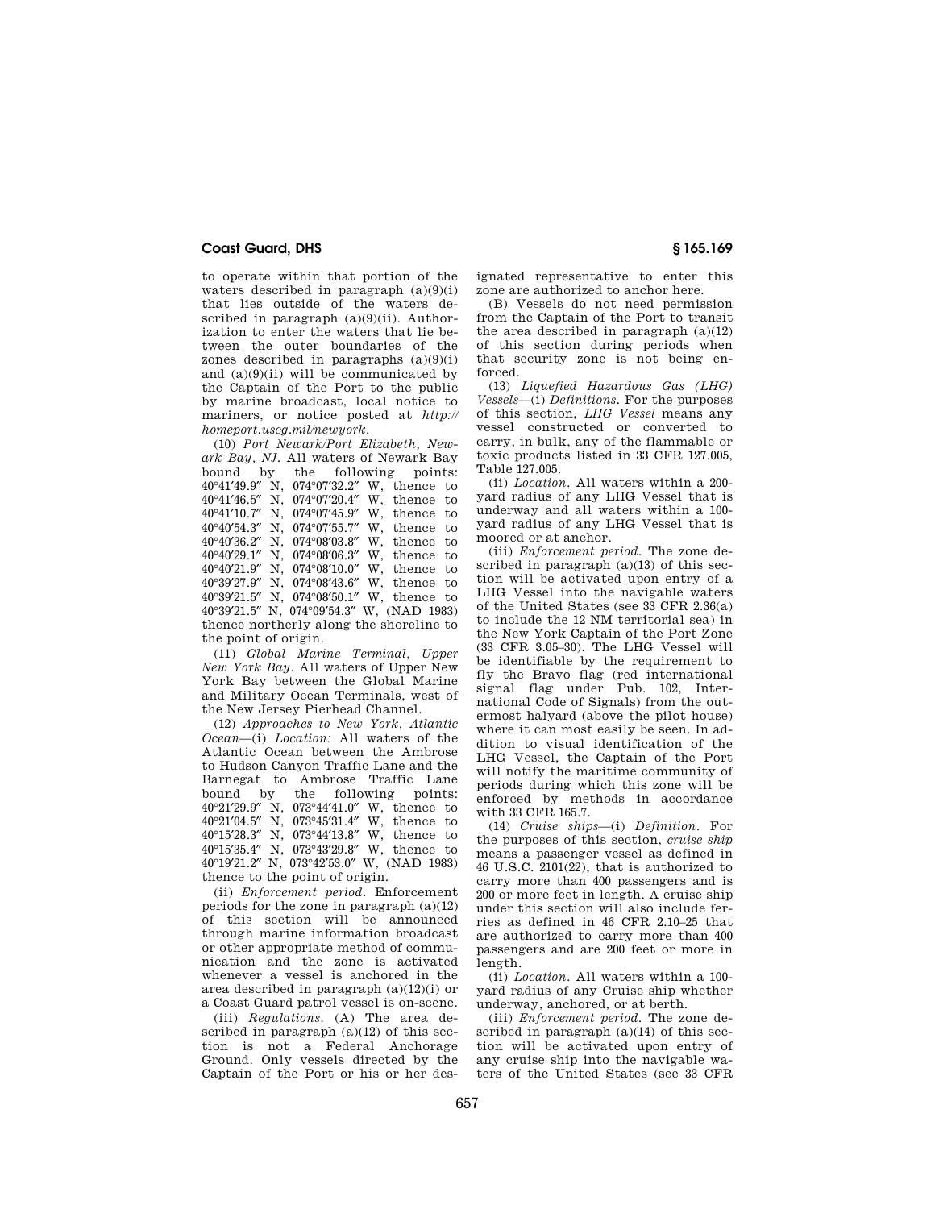to operate within that portion of the waters described in paragraph (a)(9)(i) that lies outside of the waters described in paragraph (a)(9)(ii). Authorization to enter the waters that lie between the outer boundaries of the zones described in paragraphs (a)(9)(i) and (a)(9)(ii) will be communicated by the Captain of the Port to the public by marine broadcast, local notice to mariners, or notice posted at *http://homeport.uscg.mil/newyork*.

(10) *Port Newark/Port Elizabeth, Newark Bay, NJ*. All waters of Newark Bay bound by the following points: 40°41′49.9″ N, 074°07′32.2″ W, thence to 40°41′46.5″ N, 074°07′20.4″ W, thence to 40°41′10.7″ N, 074°07′45.9″ W, thence to 40°40′54.3″ N, 074°07′55.7″ W, thence to 40°40′36.2″ N, 074°08′03.8″ W, thence to 40°40′29.1″ N, 074°08′06.3″ W, thence to 40°40′21.9″ N, 074°08′10.0″ W, thence to 40°39′27.9″ N, 074°08′43.6″ W, thence to 40°39′21.5″ N, 074°08′50.1″ W, thence to 40°39′21.5″ N, 074°09′54.3″ W, (NAD 1983) thence northerly along the shoreline to the point of origin.

(11) *Global Marine Terminal, Upper New York Bay*. All waters of Upper New York Bay between the Global Marine and Military Ocean Terminals, west of the New Jersey Pierhead Channel.

(12) *Approaches to New York, Atlantic Ocean*—(i) *Location:* All waters of the Atlantic Ocean between the Ambrose to Hudson Canyon Traffic Lane and the Barnegat to Ambrose Traffic Lane bound by the following points: 40°21′29.9″ N, 073°44′41.0″ W, thence to 40°21′04.5″ N, 073°45′31.4″ W, thence to 40°15′28.3″ N, 073°44′13.8″ W, thence to 40°15′35.4″ N, 073°43′29.8″ W, thence to 40°19′21.2″ N, 073°42′53.0″ W, (NAD 1983) thence to the point of origin.

(ii) *Enforcement period*. Enforcement periods for the zone in paragraph (a)(12) of this section will be announced through marine information broadcast or other appropriate method of communication and the zone is activated whenever a vessel is anchored in the area described in paragraph (a)(12)(i) or a Coast Guard patrol vessel is on-scene.

(iii) *Regulations*. (A) The area described in paragraph (a)(12) of this section is not a Federal Anchorage Ground. Only vessels directed by the Captain of the Port or his or her designated representative to enter this zone are authorized to anchor here.

(B) Vessels do not need permission from the Captain of the Port to transit the area described in paragraph (a)(12) of this section during periods when that security zone is not being enforced.

(13) *Liquefied Hazardous Gas (LHG) Vessels*—(i) *Definitions*. For the purposes of this section, *LHG Vessel* means any vessel constructed or converted to carry, in bulk, any of the flammable or toxic products listed in 33 CFR 127.005, Table 127.005.

(ii) *Location*. All waters within a 200-yard radius of any LHG Vessel that is underway and all waters within a 100-yard radius of any LHG Vessel that is moored or at anchor.

(iii) *Enforcement period*. The zone described in paragraph (a)(13) of this section will be activated upon entry of a LHG Vessel into the navigable waters of the United States (see 33 CFR 2.36(a) to include the 12 NM territorial sea) in the New York Captain of the Port Zone (33 CFR 3.05–30). The LHG Vessel will be identifiable by the requirement to fly the Bravo flag (red international signal flag under Pub. 102, International Code of Signals) from the outermost halyard (above the pilot house) where it can most easily be seen. In addition to visual identification of the LHG Vessel, the Captain of the Port will notify the maritime community of periods during which this zone will be enforced by methods in accordance with 33 CFR 165.7.

(14) *Cruise ships*—(i) *Definition*. For the purposes of this section, *cruise ship* means a passenger vessel as defined in 46 U.S.C. 2101(22), that is authorized to carry more than 400 passengers and is 200 or more feet in length. A cruise ship under this section will also include ferries as defined in 46 CFR 2.10–25 that are authorized to carry more than 400 passengers and are 200 feet or more in length.

(ii) *Location*. All waters within a 100-yard radius of any Cruise ship whether underway, anchored, or at berth.

(iii) *Enforcement period*. The zone described in paragraph (a)(14) of this section will be activated upon entry of any cruise ship into the navigable waters of the United States (see 33 CFR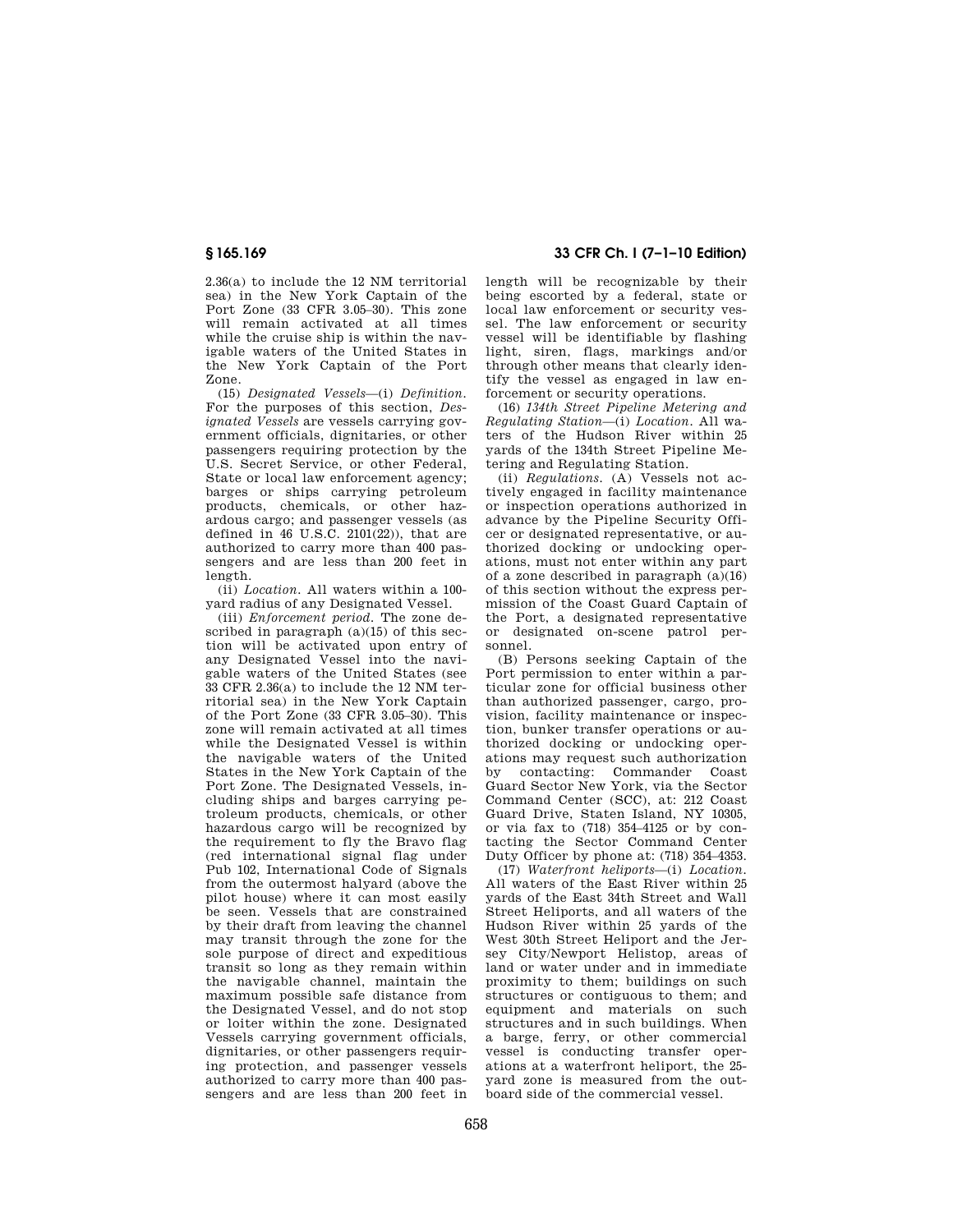2.36(a) to include the 12 NM territorial sea) in the New York Captain of the Port Zone (33 CFR 3.05–30). This zone will remain activated at all times while the cruise ship is within the navigable waters of the United States in the New York Captain of the Port Zone.

(15) *Designated Vessels*—(i) *Definition.* For the purposes of this section, *Designated Vessels* are vessels carrying government officials, dignitaries, or other passengers requiring protection by the U.S. Secret Service, or other Federal, State or local law enforcement agency; barges or ships carrying petroleum products, chemicals, or other hazardous cargo; and passenger vessels (as defined in 46 U.S.C. 2101(22)), that are authorized to carry more than 400 passengers and are less than 200 feet in length.

(ii) *Location.* All waters within a 100-yard radius of any Designated Vessel.

(iii) *Enforcement period.* The zone described in paragraph (a)(15) of this section will be activated upon entry of any Designated Vessel into the navigable waters of the United States (see 33 CFR 2.36(a) to include the 12 NM territorial sea) in the New York Captain of the Port Zone (33 CFR 3.05–30). This zone will remain activated at all times while the Designated Vessel is within the navigable waters of the United States in the New York Captain of the Port Zone. The Designated Vessels, including ships and barges carrying petroleum products, chemicals, or other hazardous cargo will be recognized by the requirement to fly the Bravo flag (red international signal flag under Pub 102, International Code of Signals from the outermost halyard (above the pilot house) where it can most easily be seen. Vessels that are constrained by their draft from leaving the channel may transit through the zone for the sole purpose of direct and expeditious transit so long as they remain within the navigable channel, maintain the maximum possible safe distance from the Designated Vessel, and do not stop or loiter within the zone. Designated Vessels carrying government officials, dignitaries, or other passengers requiring protection, and passenger vessels authorized to carry more than 400 passengers and are less than 200 feet in length will be recognizable by their being escorted by a federal, state or local law enforcement or security vessel. The law enforcement or security vessel will be identifiable by flashing light, siren, flags, markings and/or through other means that clearly identify the vessel as engaged in law enforcement or security operations.

(16) *134th Street Pipeline Metering and Regulating Station*—(i) *Location.* All waters of the Hudson River within 25 yards of the 134th Street Pipeline Metering and Regulating Station.

(ii) *Regulations.* (A) Vessels not actively engaged in facility maintenance or inspection operations authorized in advance by the Pipeline Security Officer or designated representative, or authorized docking or undocking operations, must not enter within any part of a zone described in paragraph (a)(16) of this section without the express permission of the Coast Guard Captain of the Port, a designated representative or designated on-scene patrol personnel.

(B) Persons seeking Captain of the Port permission to enter within a particular zone for official business other than authorized passenger, cargo, provision, facility maintenance or inspection, bunker transfer operations or authorized docking or undocking operations may request such authorization by contacting: Commander Coast Guard Sector New York, via the Sector Command Center (SCC), at: 212 Coast Guard Drive, Staten Island, NY 10305, or via fax to (718) 354–4125 or by contacting the Sector Command Center Duty Officer by phone at: (718) 354–4353.

(17) *Waterfront heliports*—(i) *Location.* All waters of the East River within 25 yards of the East 34th Street and Wall Street Heliports, and all waters of the Hudson River within 25 yards of the West 30th Street Heliport and the Jersey City/Newport Helistop, areas of land or water under and in immediate proximity to them; buildings on such structures or contiguous to them; and equipment and materials on such structures and in such buildings. When a barge, ferry, or other commercial vessel is conducting transfer operations at a waterfront heliport, the 25-yard zone is measured from the outboard side of the commercial vessel.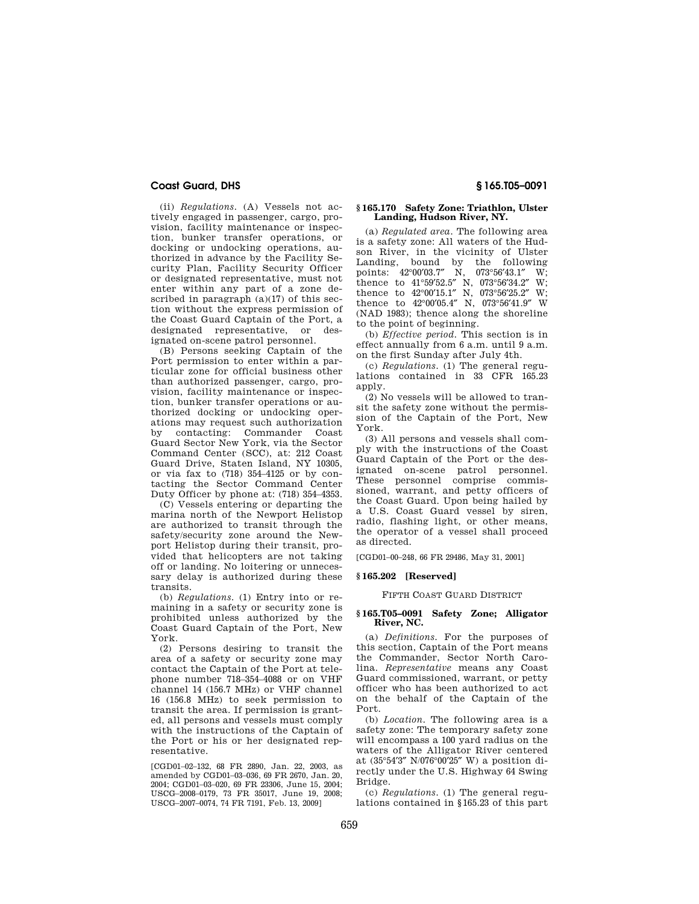(ii) *Regulations.* (A) Vessels not actively engaged in passenger, cargo, provision, facility maintenance or inspection, bunker transfer operations, or docking or undocking operations, authorized in advance by the Facility Security Plan, Facility Security Officer or designated representative, must not enter within any part of a zone described in paragraph (a)(17) of this section without the express permission of the Coast Guard Captain of the Port, a designated representative, or designated on-scene patrol personnel.

(B) Persons seeking Captain of the Port permission to enter within a particular zone for official business other than authorized passenger, cargo, provision, facility maintenance or inspection, bunker transfer operations or authorized docking or undocking operations may request such authorization by contacting: Commander Coast Guard Sector New York, via the Sector Command Center (SCC), at: 212 Coast Guard Drive, Staten Island, NY 10305, or via fax to (718) 354–4125 or by contacting the Sector Command Center Duty Officer by phone at: (718) 354–4353.

(C) Vessels entering or departing the marina north of the Newport Helistop are authorized to transit through the safety/security zone around the Newport Helistop during their transit, provided that helicopters are not taking off or landing. No loitering or unnecessary delay is authorized during these transits.

(b) *Regulations.* (1) Entry into or remaining in a safety or security zone is prohibited unless authorized by the Coast Guard Captain of the Port, New York.

(2) Persons desiring to transit the area of a safety or security zone may contact the Captain of the Port at telephone number 718–354–4088 or on VHF channel 14 (156.7 MHz) or VHF channel 16 (156.8 MHz) to seek permission to transit the area. If permission is granted, all persons and vessels must comply with the instructions of the Captain of the Port or his or her designated representative.

[CGD01–02–132, 68 FR 2890, Jan. 22, 2003, as amended by CGD01–03–036, 69 FR 2670, Jan. 20, 2004; CGD01–03–020, 69 FR 23306, June 15, 2004; USCG–2008–0179, 73 FR 35017, June 19, 2008; USCG–2007–0074, 74 FR 7191, Feb. 13, 2009]

### § 165.170 Safety Zone: Triathlon, Ulster Landing, Hudson River, NY.

(a) *Regulated area.* The following area is a safety zone: All waters of the Hudson River, in the vicinity of Ulster Landing, bound by the following points: 42°00′03.7″ N, 073°56′43.1″ W; thence to 41°59′52.5″ N, 073°56′34.2″ W; thence to 42°00′15.1″ N, 073°56′25.2″ W; thence to 42°00′05.4″ N, 073°56′41.9″ W (NAD 1983); thence along the shoreline to the point of beginning.

(b) *Effective period.* This section is in effect annually from 6 a.m. until 9 a.m. on the first Sunday after July 4th.

(c) *Regulations.* (1) The general regulations contained in 33 CFR 165.23 apply.

(2) No vessels will be allowed to transit the safety zone without the permission of the Captain of the Port, New York.

(3) All persons and vessels shall comply with the instructions of the Coast Guard Captain of the Port or the designated on-scene patrol personnel. These personnel comprise commissioned, warrant, and petty officers of the Coast Guard. Upon being hailed by a U.S. Coast Guard vessel by siren, radio, flashing light, or other means, the operator of a vessel shall proceed as directed.

[CGD01–00–248, 66 FR 29486, May 31, 2001]

### § 165.202 [Reserved]

## FIFTH COAST GUARD DISTRICT

### § 165.T05–0091 Safety Zone; Alligator River, NC.

(a) *Definitions.* For the purposes of this section, Captain of the Port means the Commander, Sector North Carolina. *Representative* means any Coast Guard commissioned, warrant, or petty officer who has been authorized to act on the behalf of the Captain of the Port.

(b) *Location.* The following area is a safety zone: The temporary safety zone will encompass a 100 yard radius on the waters of the Alligator River centered at (35°54′3″ N/076°00′25″ W) a position directly under the U.S. Highway 64 Swing Bridge.

(c) *Regulations.* (1) The general regulations contained in §165.23 of this part